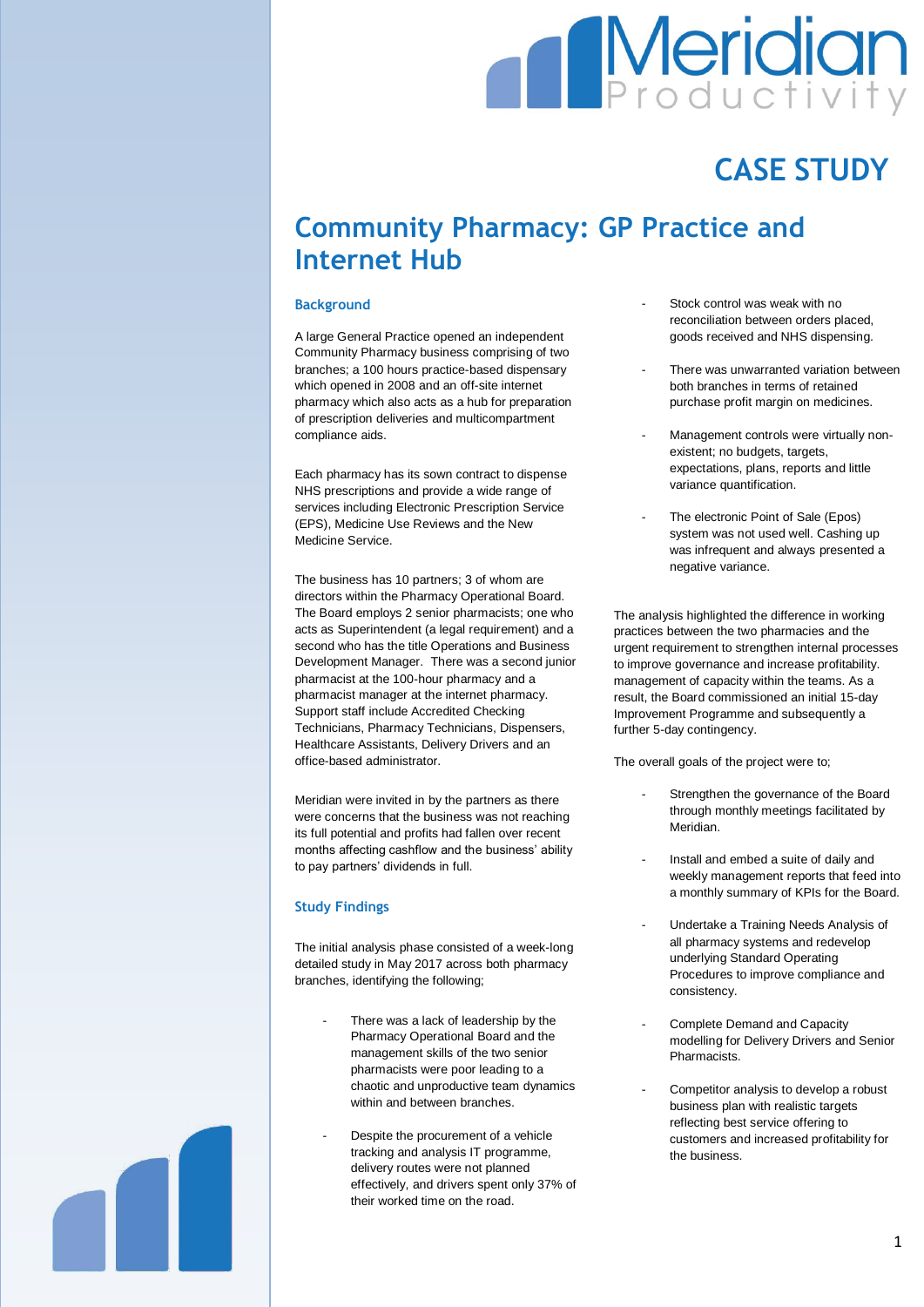# CASE STUDY

## Community Pharmacy: GP Practice and Internet Hub

### Background

A large General Practice opened an independent Community Pharmacy business comprising of two branches; a 100 hours practice-based dispensary which opened in 2008 and an off-site internet pharmacy which also acts as a hub for preparation of prescription deliveries and multicompartment compliance aids.

Each pharmacy has its sown contract to dispense NHS prescriptions and provide a wide range of services including Electronic Prescription Service (EPS), Medicine Use Reviews and the New Medicine Service.

The business has 10 partners; 3 of whom are directors within the Pharmacy Operational Board. The Board employs 2 senior pharmacists; one who acts as Superintendent (a legal requirement) and a second who has the title Operations and Business Development Manager. There was a second junior pharmacist at the 100-hour pharmacy and a pharmacist manager at the internet pharmacy. Support staff include Accredited Checking Technicians, Pharmacy Technicians, Dispensers, Healthcare Assistants, Delivery Drivers and an office-based administrator.

Meridian were invited in by the partners as there were concerns that the business was not reaching its full potential and profits had fallen over recent months affecting cashflow and the business' ability to pay partners' dividends in full.

### Study Findings

The initial analysis phase consisted of a week-long detailed study in May 2017 across both pharmacy branches, identifying the following;

- There was a lack of leadership by the Pharmacy Operational Board and the management skills of the two senior pharmacists were poor leading to a chaotic and unproductive team dynamics within and between branches.
- Despite the procurement of a vehicle tracking and analysis IT programme, delivery routes were not planned effectively, and drivers spent only 37% of their worked time on the road.
- Stock control was weak with no reconciliation between orders placed, goods received and NHS dispensing.
- There was unwarranted variation between both branches in terms of retained purchase profit margin on medicines.
- Management controls were virtually non-existent; no budgets, targets, expectations, plans, reports and little variance quantification.
- The electronic Point of Sale (Epos) system was not used well. Cashing up was infrequent and always presented a negative variance.

The analysis highlighted the difference in working practices between the two pharmacies and the urgent requirement to strengthen internal processes to improve governance and increase profitability. management of capacity within the teams. As a result, the Board commissioned an initial 15-day Improvement Programme and subsequently a further 5-day contingency.

The overall goals of the project were to;

- Strengthen the governance of the Board through monthly meetings facilitated by Meridian.
- Install and embed a suite of daily and weekly management reports that feed into a monthly summary of KPIs for the Board.
- Undertake a Training Needs Analysis of all pharmacy systems and redevelop underlying Standard Operating Procedures to improve compliance and consistency.
- Complete Demand and Capacity modelling for Delivery Drivers and Senior Pharmacists.
- Competitor analysis to develop a robust business plan with realistic targets reflecting best service offering to customers and increased profitability for the business.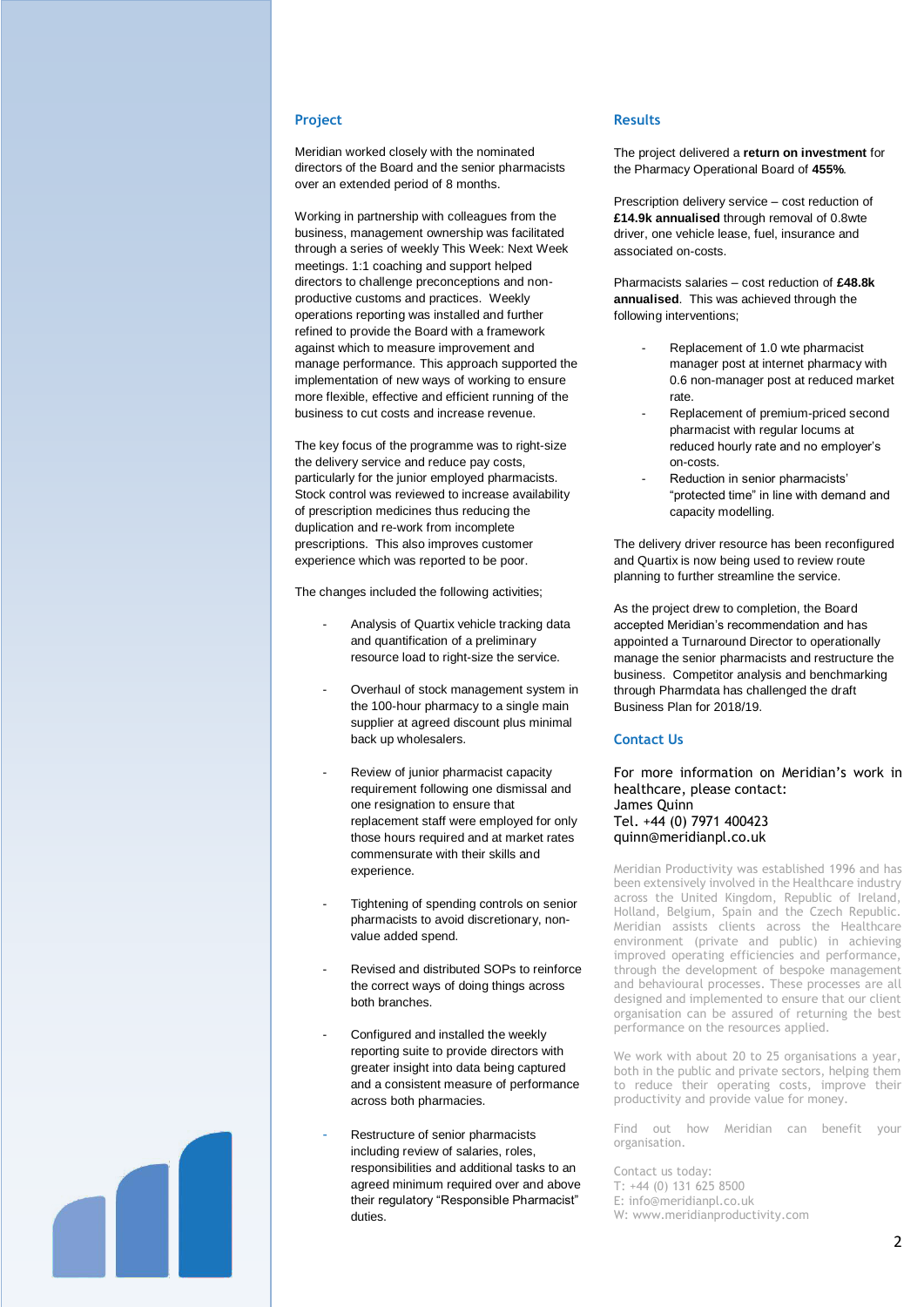## Project

Meridian worked closely with the nominated directors of the Board and the senior pharmacists over an extended period of 8 months.

Working in partnership with colleagues from the business, management ownership was facilitated through a series of weekly This Week: Next Week meetings. 1:1 coaching and support helped directors to challenge preconceptions and non-productive customs and practices. Weekly operations reporting was installed and further refined to provide the Board with a framework against which to measure improvement and manage performance. This approach supported the implementation of new ways of working to ensure more flexible, effective and efficient running of the business to cut costs and increase revenue.

The key focus of the programme was to right-size the delivery service and reduce pay costs, particularly for the junior employed pharmacists. Stock control was reviewed to increase availability of prescription medicines thus reducing the duplication and re-work from incomplete prescriptions. This also improves customer experience which was reported to be poor.

The changes included the following activities;

- Analysis of Quartix vehicle tracking data and quantification of a preliminary resource load to right-size the service.
- Overhaul of stock management system in the 100-hour pharmacy to a single main supplier at agreed discount plus minimal back up wholesalers.
- Review of junior pharmacist capacity requirement following one dismissal and one resignation to ensure that replacement staff were employed for only those hours required and at market rates commensurate with their skills and experience.
- Tightening of spending controls on senior pharmacists to avoid discretionary, non-value added spend.
- Revised and distributed SOPs to reinforce the correct ways of doing things across both branches.
- Configured and installed the weekly reporting suite to provide directors with greater insight into data being captured and a consistent measure of performance across both pharmacies.
- Restructure of senior pharmacists including review of salaries, roles, responsibilities and additional tasks to an agreed minimum required over and above their regulatory "Responsible Pharmacist" duties.

## Results

The project delivered a **return on investment** for the Pharmacy Operational Board of **455%**.

Prescription delivery service – cost reduction of **£14.9k annualised** through removal of 0.8wte driver, one vehicle lease, fuel, insurance and associated on-costs.

Pharmacists salaries – cost reduction of **£48.8k annualised**. This was achieved through the following interventions;

- Replacement of 1.0 wte pharmacist manager post at internet pharmacy with 0.6 non-manager post at reduced market rate.
- Replacement of premium-priced second pharmacist with regular locums at reduced hourly rate and no employer's on-costs.
- Reduction in senior pharmacists' "protected time" in line with demand and capacity modelling.

The delivery driver resource has been reconfigured and Quartix is now being used to review route planning to further streamline the service.

As the project drew to completion, the Board accepted Meridian's recommendation and has appointed a Turnaround Director to operationally manage the senior pharmacists and restructure the business. Competitor analysis and benchmarking through Pharmdata has challenged the draft Business Plan for 2018/19.

## Contact Us

For more information on Meridian's work in healthcare, please contact:
James Quinn
Tel. +44 (0) 7971 400423
quinn@meridianpl.co.uk

Meridian Productivity was established 1996 and has been extensively involved in the Healthcare industry across the United Kingdom, Republic of Ireland, Holland, Belgium, Spain and the Czech Republic. Meridian assists clients across the Healthcare environment (private and public) in achieving improved operating efficiencies and performance, through the development of bespoke management and behavioural processes. These processes are all designed and implemented to ensure that our client organisation can be assured of returning the best performance on the resources applied.

We work with about 20 to 25 organisations a year, both in the public and private sectors, helping them to reduce their operating costs, improve their productivity and provide value for money.

Find out how Meridian can benefit your organisation.

Contact us today:
T: +44 (0) 131 625 8500
E: info@meridianpl.co.uk
W: www.meridianproductivity.com